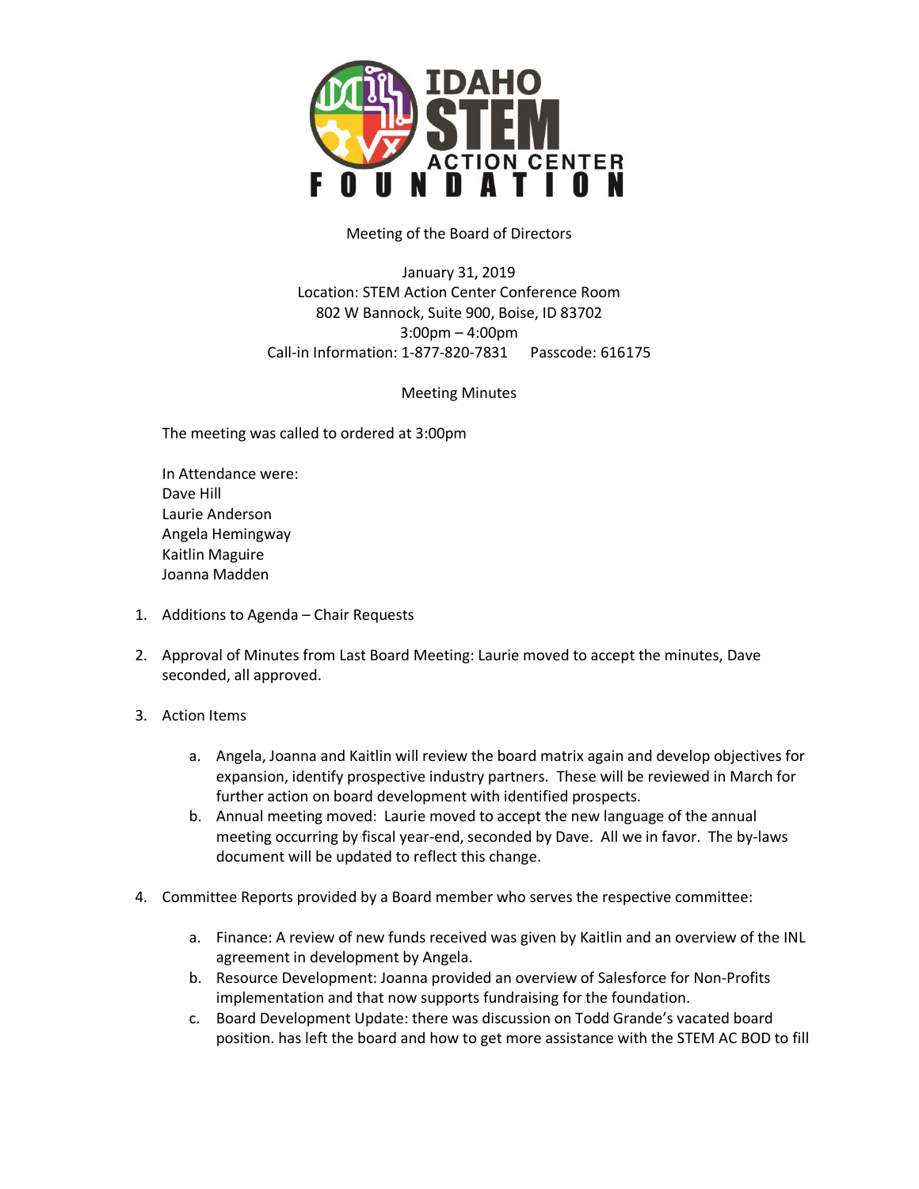# IDAHO STEM ACTION CENTER FOUNDATION

Meeting of the Board of Directors

January 31, 2019
Location: STEM Action Center Conference Room
802 W Bannock, Suite 900, Boise, ID 83702
3:00pm – 4:00pm
Call-in Information: 1-877-820-7831 Passcode: 616175

Meeting Minutes

The meeting was called to ordered at 3:00pm

In Attendance were:
Dave Hill
Laurie Anderson
Angela Hemingway
Kaitlin Maguire
Joanna Madden

1. Additions to Agenda – Chair Requests

2. Approval of Minutes from Last Board Meeting: Laurie moved to accept the minutes, Dave seconded, all approved.

3. Action Items

   a. Angela, Joanna and Kaitlin will review the board matrix again and develop objectives for expansion, identify prospective industry partners. These will be reviewed in March for further action on board development with identified prospects.
   b. Annual meeting moved: Laurie moved to accept the new language of the annual meeting occurring by fiscal year-end, seconded by Dave. All we in favor. The by-laws document will be updated to reflect this change.

4. Committee Reports provided by a Board member who serves the respective committee:

   a. Finance: A review of new funds received was given by Kaitlin and an overview of the INL agreement in development by Angela.
   b. Resource Development: Joanna provided an overview of Salesforce for Non-Profits implementation and that now supports fundraising for the foundation.
   c. Board Development Update: there was discussion on Todd Grande's vacated board position. has left the board and how to get more assistance with the STEM AC BOD to fill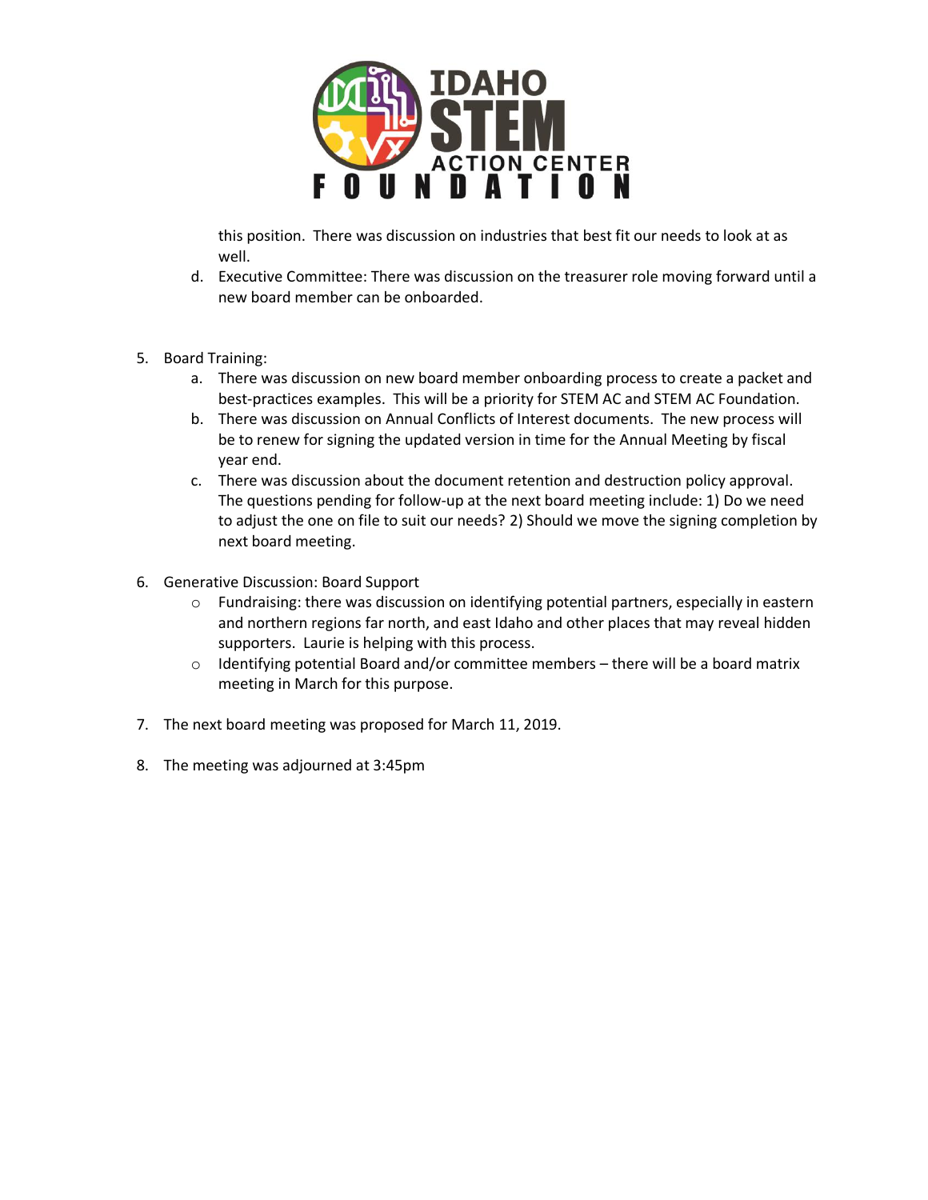this position. There was discussion on industries that best fit our needs to look at as well.

d. Executive Committee: There was discussion on the treasurer role moving forward until a new board member can be onboarded.

5. Board Training:
   a. There was discussion on new board member onboarding process to create a packet and best-practices examples. This will be a priority for STEM AC and STEM AC Foundation.
   b. There was discussion on Annual Conflicts of Interest documents. The new process will be to renew for signing the updated version in time for the Annual Meeting by fiscal year end.
   c. There was discussion about the document retention and destruction policy approval. The questions pending for follow-up at the next board meeting include: 1) Do we need to adjust the one on file to suit our needs? 2) Should we move the signing completion by next board meeting.

6. Generative Discussion: Board Support
   - Fundraising: there was discussion on identifying potential partners, especially in eastern and northern regions far north, and east Idaho and other places that may reveal hidden supporters. Laurie is helping with this process.
   - Identifying potential Board and/or committee members – there will be a board matrix meeting in March for this purpose.

7. The next board meeting was proposed for March 11, 2019.

8. The meeting was adjourned at 3:45pm